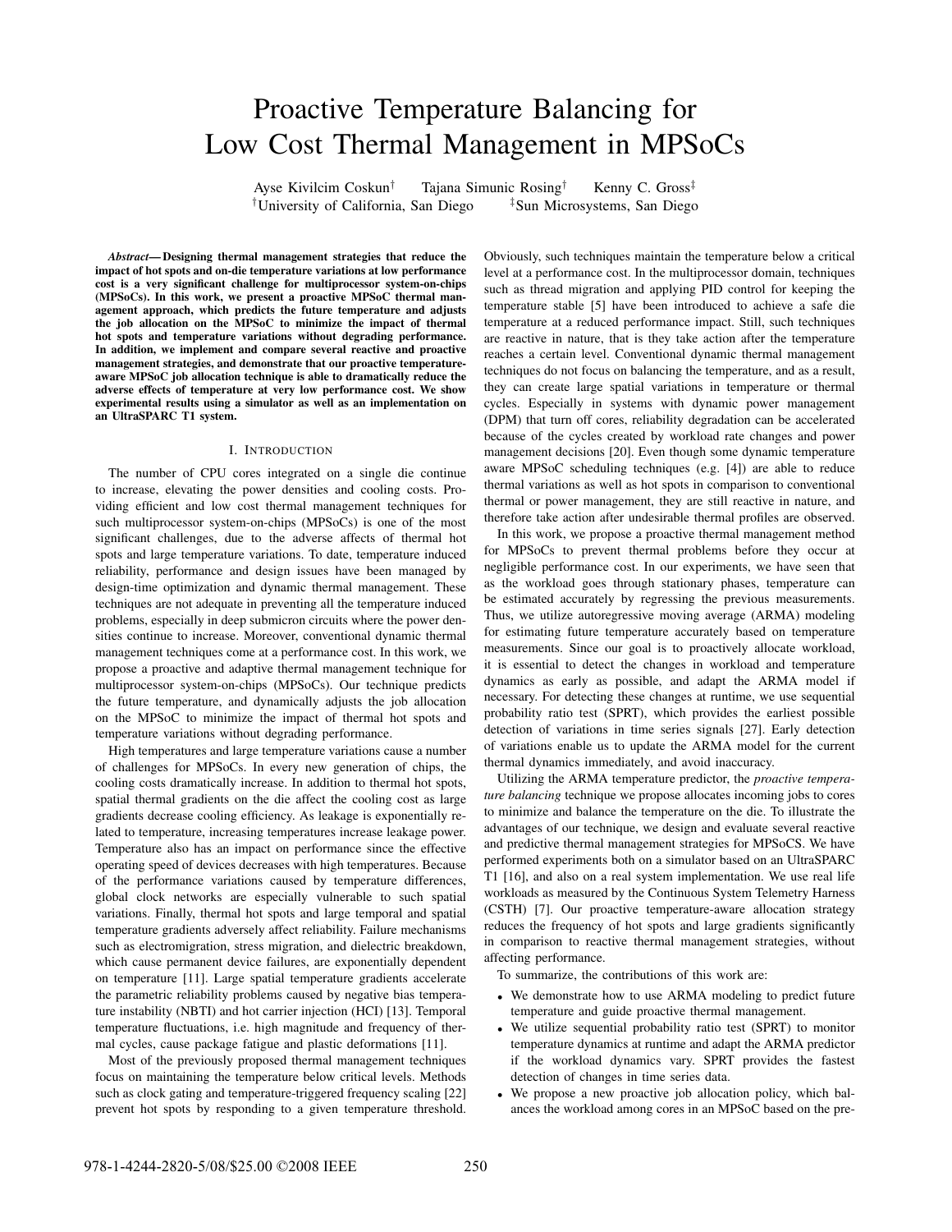# Proactive Temperature Balancing for Low Cost Thermal Management in MPSoCs

Ayse Kivilcim Coskun[†] Tajana Simunic Rosing[†] Kenny C. Gross[‡]
[†]University of California, San Diego [‡]Sun Microsystems, San Diego

***Abstract*— Designing thermal management strategies that reduce the impact of hot spots and on-die temperature variations at low performance cost is a very significant challenge for multiprocessor system-on-chips (MPSoCs). In this work, we present a proactive MPSoC thermal management approach, which predicts the future temperature and adjusts the job allocation on the MPSoC to minimize the impact of thermal hot spots and temperature variations without degrading performance. In addition, we implement and compare several reactive and proactive management strategies, and demonstrate that our proactive temperature-aware MPSoC job allocation technique is able to dramatically reduce the adverse effects of temperature at very low performance cost. We show experimental results using a simulator as well as an implementation on an UltraSPARC T1 system.**

## I. Introduction

The number of CPU cores integrated on a single die continue to increase, elevating the power densities and cooling costs. Providing efficient and low cost thermal management techniques for such multiprocessor system-on-chips (MPSoCs) is one of the most significant challenges, due to the adverse affects of thermal hot spots and large temperature variations. To date, temperature induced reliability, performance and design issues have been managed by design-time optimization and dynamic thermal management. These techniques are not adequate in preventing all the temperature induced problems, especially in deep submicron circuits where the power densities continue to increase. Moreover, conventional dynamic thermal management techniques come at a performance cost. In this work, we propose a proactive and adaptive thermal management technique for multiprocessor system-on-chips (MPSoCs). Our technique predicts the future temperature, and dynamically adjusts the job allocation on the MPSoC to minimize the impact of thermal hot spots and temperature variations without degrading performance.

High temperatures and large temperature variations cause a number of challenges for MPSoCs. In every new generation of chips, the cooling costs dramatically increase. In addition to thermal hot spots, spatial thermal gradients on the die affect the cooling cost as large gradients decrease cooling efficiency. As leakage is exponentially related to temperature, increasing temperatures increase leakage power. Temperature also has an impact on performance since the effective operating speed of devices decreases with high temperatures. Because of the performance variations caused by temperature differences, global clock networks are especially vulnerable to such spatial variations. Finally, thermal hot spots and large temporal and spatial temperature gradients adversely affect reliability. Failure mechanisms such as electromigration, stress migration, and dielectric breakdown, which cause permanent device failures, are exponentially dependent on temperature [11]. Large spatial temperature gradients accelerate the parametric reliability problems caused by negative bias temperature instability (NBTI) and hot carrier injection (HCI) [13]. Temporal temperature fluctuations, i.e. high magnitude and frequency of thermal cycles, cause package fatigue and plastic deformations [11].

Most of the previously proposed thermal management techniques focus on maintaining the temperature below critical levels. Methods such as clock gating and temperature-triggered frequency scaling [22] prevent hot spots by responding to a given temperature threshold. Obviously, such techniques maintain the temperature below a critical level at a performance cost. In the multiprocessor domain, techniques such as thread migration and applying PID control for keeping the temperature stable [5] have been introduced to achieve a safe die temperature at a reduced performance impact. Still, such techniques are reactive in nature, that is they take action after the temperature reaches a certain level. Conventional dynamic thermal management techniques do not focus on balancing the temperature, and as a result, they can create large spatial variations in temperature or thermal cycles. Especially in systems with dynamic power management (DPM) that turn off cores, reliability degradation can be accelerated because of the cycles created by workload rate changes and power management decisions [20]. Even though some dynamic temperature aware MPSoC scheduling techniques (e.g. [4]) are able to reduce thermal variations as well as hot spots in comparison to conventional thermal or power management, they are still reactive in nature, and therefore take action after undesirable thermal profiles are observed.

In this work, we propose a proactive thermal management method for MPSoCs to prevent thermal problems before they occur at negligible performance cost. In our experiments, we have seen that as the workload goes through stationary phases, temperature can be estimated accurately by regressing the previous measurements. Thus, we utilize autoregressive moving average (ARMA) modeling for estimating future temperature accurately based on temperature measurements. Since our goal is to proactively allocate workload, it is essential to detect the changes in workload and temperature dynamics as early as possible, and adapt the ARMA model if necessary. For detecting these changes at runtime, we use sequential probability ratio test (SPRT), which provides the earliest possible detection of variations in time series signals [27]. Early detection of variations enable us to update the ARMA model for the current thermal dynamics immediately, and avoid inaccuracy.

Utilizing the ARMA temperature predictor, the *proactive temperature balancing* technique we propose allocates incoming jobs to cores to minimize and balance the temperature on the die. To illustrate the advantages of our technique, we design and evaluate several reactive and predictive thermal management strategies for MPSoCS. We have performed experiments both on a simulator based on an UltraSPARC T1 [16], and also on a real system implementation. We use real life workloads as measured by the Continuous System Telemetry Harness (CSTH) [7]. Our proactive temperature-aware allocation strategy reduces the frequency of hot spots and large gradients significantly in comparison to reactive thermal management strategies, without affecting performance.

To summarize, the contributions of this work are:

- We demonstrate how to use ARMA modeling to predict future temperature and guide proactive thermal management.
- We utilize sequential probability ratio test (SPRT) to monitor temperature dynamics at runtime and adapt the ARMA predictor if the workload dynamics vary. SPRT provides the fastest detection of changes in time series data.
- We propose a new proactive job allocation policy, which balances the workload among cores in an MPSoC based on the pre-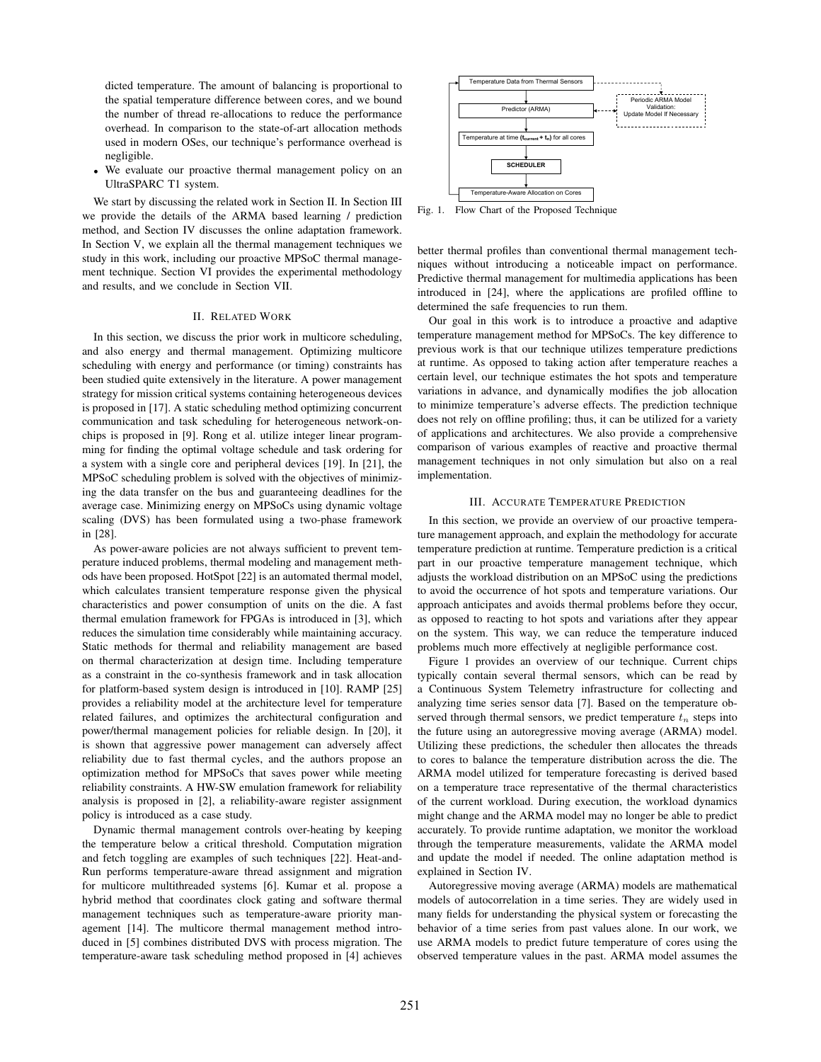dicted temperature. The amount of balancing is proportional to the spatial temperature difference between cores, and we bound the number of thread re-allocations to reduce the performance overhead. In comparison to the state-of-art allocation methods used in modern OSes, our technique's performance overhead is negligible.

- We evaluate our proactive thermal management policy on an UltraSPARC T1 system.

We start by discussing the related work in Section II. In Section III we provide the details of the ARMA based learning / prediction method, and Section IV discusses the online adaptation framework. In Section V, we explain all the thermal management techniques we study in this work, including our proactive MPSoC thermal management technique. Section VI provides the experimental methodology and results, and we conclude in Section VII.

## II. Related Work

In this section, we discuss the prior work in multicore scheduling, and also energy and thermal management. Optimizing multicore scheduling with energy and performance (or timing) constraints has been studied quite extensively in the literature. A power management strategy for mission critical systems containing heterogeneous devices is proposed in [17]. A static scheduling method optimizing concurrent communication and task scheduling for heterogeneous network-on-chips is proposed in [9]. Rong et al. utilize integer linear programming for finding the optimal voltage schedule and task ordering for a system with a single core and peripheral devices [19]. In [21], the MPSoC scheduling problem is solved with the objectives of minimizing the data transfer on the bus and guaranteeing deadlines for the average case. Minimizing energy on MPSoCs using dynamic voltage scaling (DVS) has been formulated using a two-phase framework in [28].

As power-aware policies are not always sufficient to prevent temperature induced problems, thermal modeling and management methods have been proposed. HotSpot [22] is an automated thermal model, which calculates transient temperature response given the physical characteristics and power consumption of units on the die. A fast thermal emulation framework for FPGAs is introduced in [3], which reduces the simulation time considerably while maintaining accuracy. Static methods for thermal and reliability management are based on thermal characterization at design time. Including temperature as a constraint in the co-synthesis framework and in task allocation for platform-based system design is introduced in [10]. RAMP [25] provides a reliability model at the architecture level for temperature related failures, and optimizes the architectural configuration and power/thermal management policies for reliable design. In [20], it is shown that aggressive power management can adversely affect reliability due to fast thermal cycles, and the authors propose an optimization method for MPSoCs that saves power while meeting reliability constraints. A HW-SW emulation framework for reliability analysis is proposed in [2], a reliability-aware register assignment policy is introduced as a case study.

Dynamic thermal management controls over-heating by keeping the temperature below a critical threshold. Computation migration and fetch toggling are examples of such techniques [22]. Heat-and-Run performs temperature-aware thread assignment and migration for multicore multithreaded systems [6]. Kumar et al. propose a hybrid method that coordinates clock gating and software thermal management techniques such as temperature-aware priority management [14]. The multicore thermal management method introduced in [5] combines distributed DVS with process migration. The temperature-aware task scheduling method proposed in [4] achieves

Temperature Data from Thermal Sensors → Predictor (ARMA) ↔ Periodic ARMA Model Validation: Update Model If Necessary → Temperature at time ($t_{current} + t_n$) for all cores → SCHEDULER → Temperature-Aware Allocation on Cores

Fig. 1. Flow Chart of the Proposed Technique

better thermal profiles than conventional thermal management techniques without introducing a noticeable impact on performance. Predictive thermal management for multimedia applications has been introduced in [24], where the applications are profiled offline to determined the safe frequencies to run them.

Our goal in this work is to introduce a proactive and adaptive temperature management method for MPSoCs. The key difference to previous work is that our technique utilizes temperature predictions at runtime. As opposed to taking action after temperature reaches a certain level, our technique estimates the hot spots and temperature variations in advance, and dynamically modifies the job allocation to minimize temperature's adverse effects. The prediction technique does not rely on offline profiling; thus, it can be utilized for a variety of applications and architectures. We also provide a comprehensive comparison of various examples of reactive and proactive thermal management techniques in not only simulation but also on a real implementation.

## III. Accurate Temperature Prediction

In this section, we provide an overview of our proactive temperature management approach, and explain the methodology for accurate temperature prediction at runtime. Temperature prediction is a critical part in our proactive temperature management technique, which adjusts the workload distribution on an MPSoC using the predictions to avoid the occurrence of hot spots and temperature variations. Our approach anticipates and avoids thermal problems before they occur, as opposed to reacting to hot spots and variations after they appear on the system. This way, we can reduce the temperature induced problems much more effectively at negligible performance cost.

Figure 1 provides an overview of our technique. Current chips typically contain several thermal sensors, which can be read by a Continuous System Telemetry infrastructure for collecting and analyzing time series sensor data [7]. Based on the temperature observed through thermal sensors, we predict temperature $t_n$ steps into the future using an autoregressive moving average (ARMA) model. Utilizing these predictions, the scheduler then allocates the threads to cores to balance the temperature distribution across the die. The ARMA model utilized for temperature forecasting is derived based on a temperature trace representative of the thermal characteristics of the current workload. During execution, the workload dynamics might change and the ARMA model may no longer be able to predict accurately. To provide runtime adaptation, we monitor the workload through the temperature measurements, validate the ARMA model and update the model if needed. The online adaptation method is explained in Section IV.

Autoregressive moving average (ARMA) models are mathematical models of autocorrelation in a time series. They are widely used in many fields for understanding the physical system or forecasting the behavior of a time series from past values alone. In our work, we use ARMA models to predict future temperature of cores using the observed temperature values in the past. ARMA model assumes the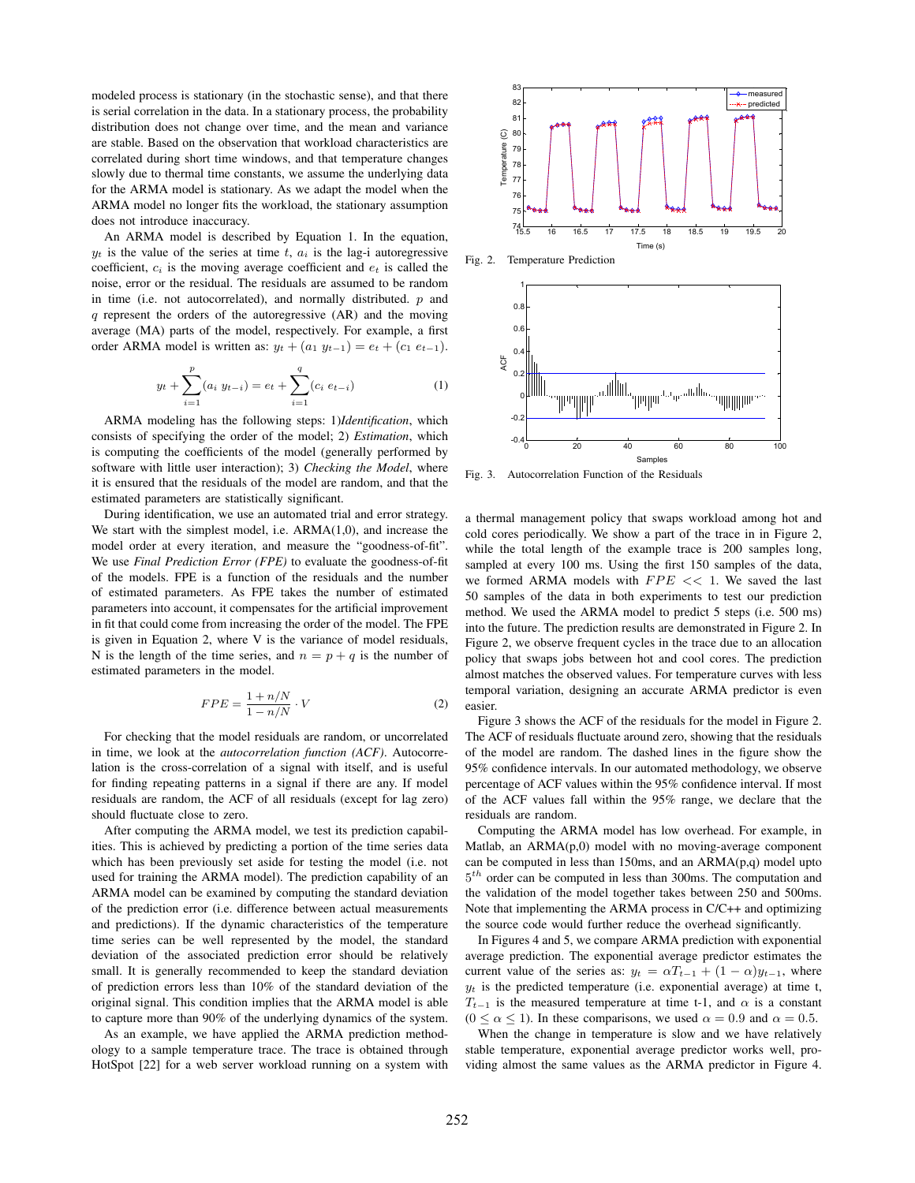modeled process is stationary (in the stochastic sense), and that there is serial correlation in the data. In a stationary process, the probability distribution does not change over time, and the mean and variance are stable. Based on the observation that workload characteristics are correlated during short time windows, and that temperature changes slowly due to thermal time constants, we assume the underlying data for the ARMA model is stationary. As we adapt the model when the ARMA model no longer fits the workload, the stationary assumption does not introduce inaccuracy.

An ARMA model is described by Equation 1. In the equation, $y_t$ is the value of the series at time $t$, $a_i$ is the lag-i autoregressive coefficient, $c_i$ is the moving average coefficient and $e_t$ is called the noise, error or the residual. The residuals are assumed to be random in time (i.e. not autocorrelated), and normally distributed. $p$ and $q$ represent the orders of the autoregressive (AR) and the moving average (MA) parts of the model, respectively. For example, a first order ARMA model is written as: $y_t + (a_1\ y_{t-1}) = e_t + (c_1\ e_{t-1})$.

$$y_t + \sum_{i=1}^{p}(a_i\ y_{t-i}) = e_t + \sum_{i=1}^{q}(c_i\ e_{t-i}) \qquad (1)$$

ARMA modeling has the following steps: 1)*Identification*, which consists of specifying the order of the model; 2) *Estimation*, which is computing the coefficients of the model (generally performed by software with little user interaction); 3) *Checking the Model*, where it is ensured that the residuals of the model are random, and that the estimated parameters are statistically significant.

During identification, we use an automated trial and error strategy. We start with the simplest model, i.e. ARMA(1,0), and increase the model order at every iteration, and measure the "goodness-of-fit". We use *Final Prediction Error (FPE)* to evaluate the goodness-of-fit of the models. FPE is a function of the residuals and the number of estimated parameters. As FPE takes the number of estimated parameters into account, it compensates for the artificial improvement in fit that could come from increasing the order of the model. The FPE is given in Equation 2, where V is the variance of model residuals, N is the length of the time series, and $n = p + q$ is the number of estimated parameters in the model.

$$FPE = \frac{1 + n/N}{1 - n/N} \cdot V \qquad (2)$$

For checking that the model residuals are random, or uncorrelated in time, we look at the *autocorrelation function (ACF)*. Autocorrelation is the cross-correlation of a signal with itself, and is useful for finding repeating patterns in a signal if there are any. If model residuals are random, the ACF of all residuals (except for lag zero) should fluctuate close to zero.

After computing the ARMA model, we test its prediction capabilities. This is achieved by predicting a portion of the time series data which has been previously set aside for testing the model (i.e. not used for training the ARMA model). The prediction capability of an ARMA model can be examined by computing the standard deviation of the prediction error (i.e. difference between actual measurements and predictions). If the dynamic characteristics of the temperature time series can be well represented by the model, the standard deviation of the associated prediction error should be relatively small. It is generally recommended to keep the standard deviation of prediction errors less than 10% of the standard deviation of the original signal. This condition implies that the ARMA model is able to capture more than 90% of the underlying dynamics of the system.

As an example, we have applied the ARMA prediction methodology to a sample temperature trace. The trace is obtained through HotSpot [22] for a web server workload running on a system with a thermal management policy that swaps workload among hot and cold cores periodically. We show a part of the trace in in Figure 2, while the total length of the example trace is 200 samples long, sampled at every 100 ms. Using the first 150 samples of the data, we formed ARMA models with $FPE << 1$. We saved the last 50 samples of the data in both experiments to test our prediction method. We used the ARMA model to predict 5 steps (i.e. 500 ms) into the future. The prediction results are demonstrated in Figure 2. In Figure 2, we observe frequent cycles in the trace due to an allocation policy that swaps jobs between hot and cool cores. The prediction almost matches the observed values. For temperature curves with less temporal variation, designing an accurate ARMA predictor is even easier.

Fig. 2. Temperature Prediction

Fig. 3. Autocorrelation Function of the Residuals

Figure 3 shows the ACF of the residuals for the model in Figure 2. The ACF of residuals fluctuate around zero, showing that the residuals of the model are random. The dashed lines in the figure show the 95% confidence intervals. In our automated methodology, we observe percentage of ACF values within the 95% confidence interval. If most of the ACF values fall within the 95% range, we declare that the residuals are random.

Computing the ARMA model has low overhead. For example, in Matlab, an ARMA(p,0) model with no moving-average component can be computed in less than 150ms, and an ARMA(p,q) model upto $5^{th}$ order can be computed in less than 300ms. The computation and the validation of the model together takes between 250 and 500ms. Note that implementing the ARMA process in C/C++ and optimizing the source code would further reduce the overhead significantly.

In Figures 4 and 5, we compare ARMA prediction with exponential average prediction. The exponential average predictor estimates the current value of the series as: $y_t = \alpha T_{t-1} + (1 - \alpha)y_{t-1}$, where $y_t$ is the predicted temperature (i.e. exponential average) at time t, $T_{t-1}$ is the measured temperature at time t-1, and $\alpha$ is a constant $(0 \leq \alpha \leq 1)$. In these comparisons, we used $\alpha = 0.9$ and $\alpha = 0.5$.

When the change in temperature is slow and we have relatively stable temperature, exponential average predictor works well, providing almost the same values as the ARMA predictor in Figure 4.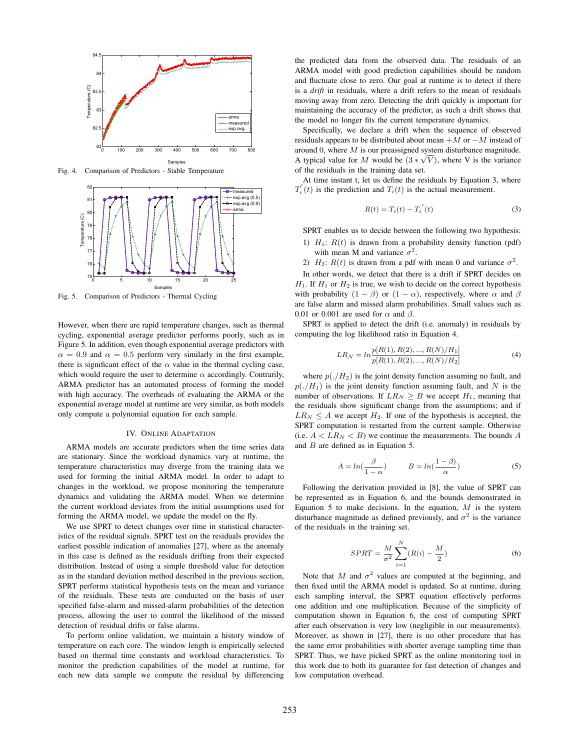Fig. 4. Comparison of Predictors - Stable Temperature

Fig. 5. Comparison of Predictors - Thermal Cycling

However, when there are rapid temperature changes, such as thermal cycling, exponential average predictor performs poorly, such as in Figure 5. In addition, even though exponential average predictors with $\alpha = 0.9$ and $\alpha = 0.5$ perform very similarly in the first example, there is significant effect of the $\alpha$ value in the thermal cycling case, which would require the user to determine $\alpha$ accordingly. Contrarily, ARMA predictor has an automated process of forming the model with high accuracy. The overheads of evaluating the ARMA or the exponential average model at runtime are very similar, as both models only compute a polynomial equation for each sample.

## IV. Online Adaptation

ARMA models are accurate predictors when the time series data are stationary. Since the workload dynamics vary at runtime, the temperature characteristics may diverge from the training data we used for forming the initial ARMA model. In order to adapt to changes in the workload, we propose monitoring the temperature dynamics and validating the ARMA model. When we determine the current workload deviates from the initial assumptions used for forming the ARMA model, we update the model on the fly.

We use SPRT to detect changes over time in statistical characteristics of the residual signals. SPRT test on the residuals provides the earliest possible indication of anomalies [27], where as the anomaly in this case is defined as the residuals drifting from their expected distribution. Instead of using a simple threshold value for detection as in the standard deviation method described in the previous section, SPRT performs statistical hypothesis tests on the mean and variance of the residuals. These tests are conducted on the basis of user specified false-alarm and missed-alarm probabilities of the detection process, allowing the user to control the likelihood of the missed detection of residual drifts or false alarms.

To perform online validation, we maintain a history window of temperature on each core. The window length is empirically selected based on thermal time constants and workload characteristics. To monitor the prediction capabilities of the model at runtime, for each new data sample we compute the residual by differencing the predicted data from the observed data. The residuals of an ARMA model with good prediction capabilities should be random and fluctuate close to zero. Our goal at runtime is to detect if there is a *drift* in residuals, where a drift refers to the mean of residuals moving away from zero. Detecting the drift quickly is important for maintaining the accuracy of the predictor, as such a drift shows that the model no longer fits the current temperature dynamics.

Specifically, we declare a drift when the sequence of observed residuals appears to be distributed about mean $+M$ or $-M$ instead of around 0, where $M$ is our preassigned system disturbance magnitude. A typical value for $M$ would be $(3 * \sqrt{V})$, where V is the variance of the residuals in the training data set.

At time instant t, let us define the residuals by Equation 3, where $T_i^{'}(t)$ is the prediction and $T_i(t)$ is the actual measurement.

$$R(t) = T_i(t) - T_i^{'}(t) \tag{3}$$

SPRT enables us to decide between the following two hypothesis:

1) $H_1$: $R(t)$ is drawn from a probability density function (pdf) with mean M and variance $\sigma^2$.
2) $H_2$: $R(t)$ is drawn from a pdf with mean 0 and variance $\sigma^2$.

In other words, we detect that there is a drift if SPRT decides on $H_1$. If $H_1$ or $H_2$ is true, we wish to decide on the correct hypothesis with probability $(1 - \beta)$ or $(1 - \alpha)$, respectively, where $\alpha$ and $\beta$ are false alarm and missed alarm probabilities. Small values such as 0.01 or 0.001 are used for $\alpha$ and $\beta$.

SPRT is applied to detect the drift (i.e. anomaly) in residuals by computing the log likelihood ratio in Equation 4.

$$LR_N = ln\frac{p[R(1), R(2), ..., R(N)/H_1]}{p[R(1), R(2), ..., R(N)/H_2]} \tag{4}$$

where $p(./H_2)$ is the joint density function assuming no fault, and $p(./H_1)$ is the joint density function assuming fault, and $N$ is the number of observations. If $LR_N \geq B$ we accept $H_1$, meaning that the residuals show significant change from the assumptions; and if $LR_N \leq A$ we accept $H_2$. If one of the hypothesis is accepted, the SPRT computation is restarted from the current sample. Otherwise (i.e. $A < LR_N < B$) we continue the measurements. The bounds $A$ and $B$ are defined as in Equation 5.

$$A = ln(\frac{\beta}{1-\alpha}) \qquad B = ln(\frac{1-\beta)}{\alpha}) \tag{5}$$

Following the derivation provided in [8], the value of SPRT can be represented as in Equation 6, and the bounds demonstrated in Equation 5 to make decisions. In the equation, $M$ is the system disturbance magnitude as defined previously, and $\sigma^2$ is the variance of the residuals in the training set.

$$SPRT = \frac{M}{\sigma^2}\sum_{i=1}^{N}(R(i) - \frac{M}{2}) \tag{6}$$

Note that $M$ and $\sigma^2$ values are computed at the beginning, and then fixed until the ARMA model is updated. So at runtime, during each sampling interval, the SPRT equation effectively performs one addition and one multiplication. Because of the simplicity of computation shown in Equation 6, the cost of computing SPRT after each observation is very low (negligible in our measurements). Moreover, as shown in [27], there is no other procedure that has the same error probabilities with shorter average sampling time than SPRT. Thus, we have picked SPRT as the online monitoring tool in this work due to both its guarantee for fast detection of changes and low computation overhead.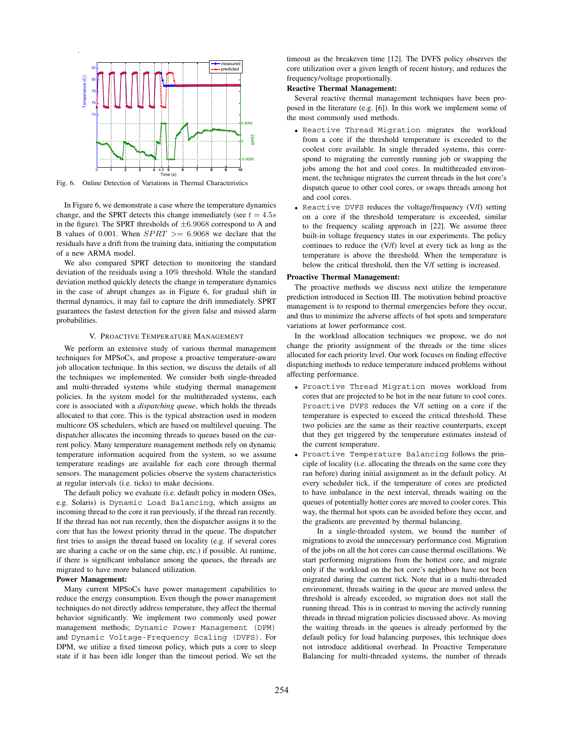Fig. 6. Online Detection of Variations in Thermal Characteristics

In Figure 6, we demonstrate a case where the temperature dynamics change, and the SPRT detects this change immediately (see $t = 4.5s$ in the figure). The SPRT thresholds of $\pm 6.9068$ correspond to A and B values of 0.001. When $SPRT >= 6.9068$ we declare that the residuals have a drift from the training data, initiating the computation of a new ARMA model.

We also compared SPRT detection to monitoring the standard deviation of the residuals using a 10% threshold. While the standard deviation method quickly detects the change in temperature dynamics in the case of abrupt changes as in Figure 6, for gradual shift in thermal dynamics, it may fail to capture the drift immediately. SPRT guarantees the fastest detection for the given false and missed alarm probabilities.

## V. Proactive Temperature Management

We perform an extensive study of various thermal management techniques for MPSoCs, and propose a proactive temperature-aware job allocation technique. In this section, we discuss the details of all the techniques we implemented. We consider both single-threaded and multi-threaded systems while studying thermal management policies. In the system model for the multithreaded systems, each core is associated with a *dispatching queue*, which holds the threads allocated to that core. This is the typical abstraction used in modern multicore OS schedulers, which are based on multilevel queuing. The dispatcher allocates the incoming threads to queues based on the current policy. Many temperature management methods rely on dynamic temperature information acquired from the system, so we assume temperature readings are available for each core through thermal sensors. The management policies observe the system characteristics at regular intervals (i.e. ticks) to make decisions.

The default policy we evaluate (i.e. default policy in modern OSes, e.g. Solaris) is `Dynamic Load Balancing`, which assigns an incoming thread to the core it ran previously, if the thread ran recently. If the thread has not run recently, then the dispatcher assigns it to the core that has the lowest priority thread in the queue. The dispatcher first tries to assign the thread based on locality (e.g. if several cores are sharing a cache or on the same chip, etc.) if possible. At runtime, if there is significant imbalance among the queues, the threads are migrated to have more balanced utilization.

**Power Management:**

Many current MPSoCs have power management capabilities to reduce the energy consumption. Even though the power management techniques do not directly address temperature, they affect the thermal behavior significantly. We implement two commonly used power management methods; `Dynamic Power Management (DPM)` and `Dynamic Voltage-Frequency Scaling (DVFS)`. For DPM, we utilize a fixed timeout policy, which puts a core to sleep state if it has been idle longer than the timeout period. We set the timeout as the breakeven time [12]. The DVFS policy observes the core utilization over a given length of recent history, and reduces the frequency/voltage proportionally.

**Reactive Thermal Management:**

Several reactive thermal management techniques have been proposed in the literature (e.g. [6]). In this work we implement some of the most commonly used methods.

- `Reactive Thread Migration` migrates the workload from a core if the threshold temperature is exceeded to the coolest core available. In single threaded systems, this correspond to migrating the currently running job or swapping the jobs among the hot and cool cores. In multithreaded environment, the technique migrates the current threads in the hot core's dispatch queue to other cool cores, or swaps threads among hot and cool cores.
- `Reactive DVFS` reduces the voltage/frequency (V/f) setting on a core if the threshold temperature is exceeded, similar to the frequency scaling approach in [22]. We assume three built-in voltage frequency states in our experiments. The policy continues to reduce the (V/f) level at every tick as long as the temperature is above the threshold. When the temperature is below the critical threshold, then the V/f setting is increased.

**Proactive Thermal Management:**

The proactive methods we discuss next utilize the temperature prediction introduced in Section III. The motivation behind proactive management is to respond to thermal emergencies before they occur, and thus to minimize the adverse affects of hot spots and temperature variations at lower performance cost.

In the workload allocation techniques we propose, we do not change the priority assignment of the threads or the time slices allocated for each priority level. Our work focuses on finding effective dispatching methods to reduce temperature induced problems without affecting performance.

- `Proactive Thread Migration` moves workload from cores that are projected to be hot in the near future to cool cores. `Proactive DVFS` reduces the V/f setting on a core if the temperature is expected to exceed the critical threshold. These two policies are the same as their reactive counterparts, except that they get triggered by the temperature estimates instead of the current temperature.
- `Proactive Temperature Balancing` follows the principle of locality (i.e. allocating the threads on the same core they ran before) during initial assignment as in the default policy. At every scheduler tick, if the temperature of cores are predicted to have imbalance in the next interval, threads waiting on the queues of potentially hotter cores are moved to cooler cores. This way, the thermal hot spots can be avoided before they occur, and the gradients are prevented by thermal balancing.

  In a single-threaded system, we bound the number of migrations to avoid the unnecessary performance cost. Migration of the jobs on all the hot cores can cause thermal oscillations. We start performing migrations from the hottest core, and migrate only if the workload on the hot core's neighbors have not been migrated during the current tick. Note that in a multi-threaded environment, threads waiting in the queue are moved unless the threshold is already exceeded, so migration does not stall the running thread. This is in contrast to moving the actively running threads in thread migration policies discussed above. As moving the waiting threads in the queues is already performed by the default policy for load balancing purposes, this technique does not introduce additional overhead. In Proactive Temperature Balancing for multi-threaded systems, the number of threads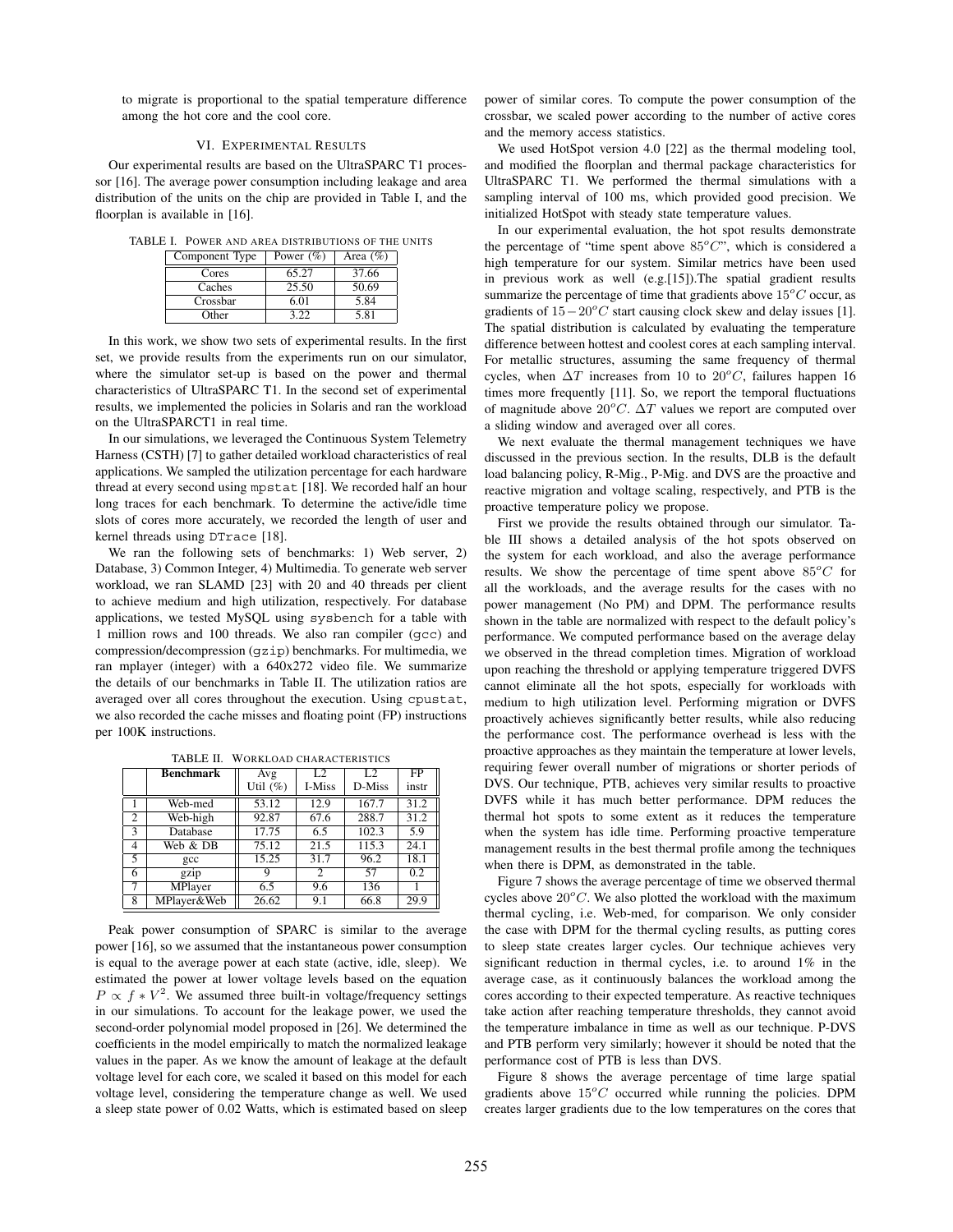to migrate is proportional to the spatial temperature difference among the hot core and the cool core.

## VI. Experimental Results

Our experimental results are based on the UltraSPARC T1 processor [16]. The average power consumption including leakage and area distribution of the units on the chip are provided in Table I, and the floorplan is available in [16].

TABLE I. Power and area distributions of the units

| Component Type | Power (%) | Area (%) |
|---|---|---|
| Cores | 65.27 | 37.66 |
| Caches | 25.50 | 50.69 |
| Crossbar | 6.01 | 5.84 |
| Other | 3.22 | 5.81 |

In this work, we show two sets of experimental results. In the first set, we provide results from the experiments run on our simulator, where the simulator set-up is based on the power and thermal characteristics of UltraSPARC T1. In the second set of experimental results, we implemented the policies in Solaris and ran the workload on the UltraSPARCT1 in real time.

In our simulations, we leveraged the Continuous System Telemetry Harness (CSTH) [7] to gather detailed workload characteristics of real applications. We sampled the utilization percentage for each hardware thread at every second using `mpstat` [18]. We recorded half an hour long traces for each benchmark. To determine the active/idle time slots of cores more accurately, we recorded the length of user and kernel threads using `DTrace` [18].

We ran the following sets of benchmarks: 1) Web server, 2) Database, 3) Common Integer, 4) Multimedia. To generate web server workload, we ran SLAMD [23] with 20 and 40 threads per client to achieve medium and high utilization, respectively. For database applications, we tested MySQL using `sysbench` for a table with 1 million rows and 100 threads. We also ran compiler (`gcc`) and compression/decompression (`gzip`) benchmarks. For multimedia, we ran mplayer (integer) with a 640x272 video file. We summarize the details of our benchmarks in Table II. The utilization ratios are averaged over all cores throughout the execution. Using `cpustat`, we also recorded the cache misses and floating point (FP) instructions per 100K instructions.

TABLE II. Workload characteristics

| | Benchmark | Avg Util (%) | L2 I-Miss | L2 D-Miss | FP instr |
|---|---|---|---|---|---|
| 1 | Web-med | 53.12 | 12.9 | 167.7 | 31.2 |
| 2 | Web-high | 92.87 | 67.6 | 288.7 | 31.2 |
| 3 | Database | 17.75 | 6.5 | 102.3 | 5.9 |
| 4 | Web & DB | 75.12 | 21.5 | 115.3 | 24.1 |
| 5 | gcc | 15.25 | 31.7 | 96.2 | 18.1 |
| 6 | gzip | 9 | 2 | 57 | 0.2 |
| 7 | MPlayer | 6.5 | 9.6 | 136 | 1 |
| 8 | MPlayer&Web | 26.62 | 9.1 | 66.8 | 29.9 |

Peak power consumption of SPARC is similar to the average power [16], so we assumed that the instantaneous power consumption is equal to the average power at each state (active, idle, sleep). We estimated the power at lower voltage levels based on the equation $P \propto f * V^2$. We assumed three built-in voltage/frequency settings in our simulations. To account for the leakage power, we used the second-order polynomial model proposed in [26]. We determined the coefficients in the model empirically to match the normalized leakage values in the paper. As we know the amount of leakage at the default voltage level for each core, we scaled it based on this model for each voltage level, considering the temperature change as well. We used a sleep state power of 0.02 Watts, which is estimated based on sleep power of similar cores. To compute the power consumption of the crossbar, we scaled power according to the number of active cores and the memory access statistics.

We used HotSpot version 4.0 [22] as the thermal modeling tool, and modified the floorplan and thermal package characteristics for UltraSPARC T1. We performed the thermal simulations with a sampling interval of 100 ms, which provided good precision. We initialized HotSpot with steady state temperature values.

In our experimental evaluation, the hot spot results demonstrate the percentage of "time spent above $85^oC$", which is considered a high temperature for our system. Similar metrics have been used in previous work as well (e.g.[15]).The spatial gradient results summarize the percentage of time that gradients above $15^oC$ occur, as gradients of $15-20^oC$ start causing clock skew and delay issues [1]. The spatial distribution is calculated by evaluating the temperature difference between hottest and coolest cores at each sampling interval. For metallic structures, assuming the same frequency of thermal cycles, when $\Delta T$ increases from 10 to $20^oC$, failures happen 16 times more frequently [11]. So, we report the temporal fluctuations of magnitude above $20^oC$. $\Delta T$ values we report are computed over a sliding window and averaged over all cores.

We next evaluate the thermal management techniques we have discussed in the previous section. In the results, DLB is the default load balancing policy, R-Mig., P-Mig. and DVS are the proactive and reactive migration and voltage scaling, respectively, and PTB is the proactive temperature policy we propose.

First we provide the results obtained through our simulator. Table III shows a detailed analysis of the hot spots observed on the system for each workload, and also the average performance results. We show the percentage of time spent above $85^oC$ for all the workloads, and the average results for the cases with no power management (No PM) and DPM. The performance results shown in the table are normalized with respect to the default policy's performance. We computed performance based on the average delay we observed in the thread completion times. Migration of workload upon reaching the threshold or applying temperature triggered DVFS cannot eliminate all the hot spots, especially for workloads with medium to high utilization level. Performing migration or DVFS proactively achieves significantly better results, while also reducing the performance cost. The performance overhead is less with the proactive approaches as they maintain the temperature at lower levels, requiring fewer overall number of migrations or shorter periods of DVS. Our technique, PTB, achieves very similar results to proactive DVFS while it has much better performance. DPM reduces the thermal hot spots to some extent as it reduces the temperature when the system has idle time. Performing proactive temperature management results in the best thermal profile among the techniques when there is DPM, as demonstrated in the table.

Figure 7 shows the average percentage of time we observed thermal cycles above $20^oC$. We also plotted the workload with the maximum thermal cycling, i.e. Web-med, for comparison. We only consider the case with DPM for the thermal cycling results, as putting cores to sleep state creates larger cycles. Our technique achieves very significant reduction in thermal cycles, i.e. to around 1% in the average case, as it continuously balances the workload among the cores according to their expected temperature. As reactive techniques take action after reaching temperature thresholds, they cannot avoid the temperature imbalance in time as well as our technique. P-DVS and PTB perform very similarly; however it should be noted that the performance cost of PTB is less than DVS.

Figure 8 shows the average percentage of time large spatial gradients above $15^oC$ occurred while running the policies. DPM creates larger gradients due to the low temperatures on the cores that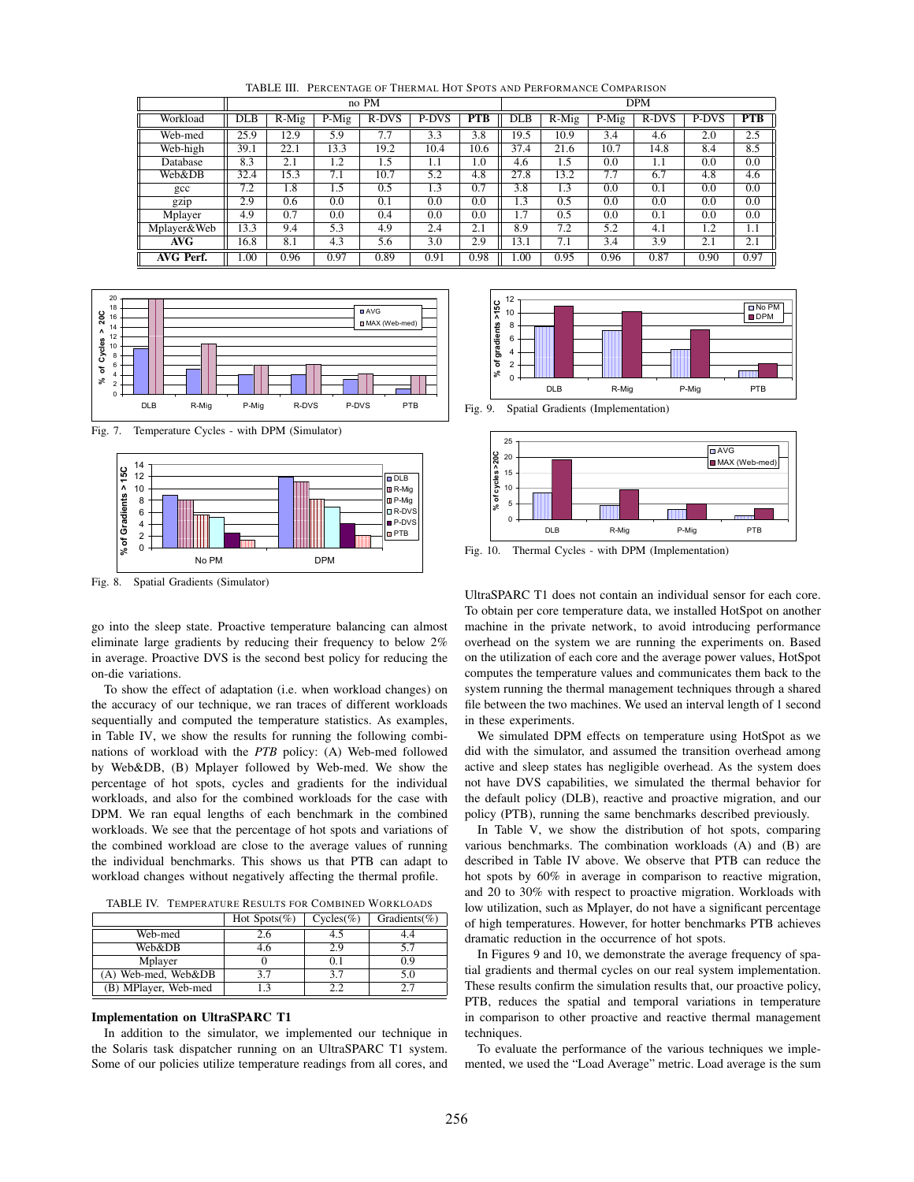TABLE III. PERCENTAGE OF THERMAL HOT SPOTS AND PERFORMANCE COMPARISON

| | no PM | | | | | | DPM | | | | | |
|---|---|---|---|---|---|---|---|---|---|---|---|---|
| Workload | DLB | R-Mig | P-Mig | R-DVS | P-DVS | **PTB** | DLB | R-Mig | P-Mig | R-DVS | P-DVS | **PTB** |
| Web-med | 25.9 | 12.9 | 5.9 | 7.7 | 3.3 | 3.8 | 19.5 | 10.9 | 3.4 | 4.6 | 2.0 | 2.5 |
| Web-high | 39.1 | 22.1 | 13.3 | 19.2 | 10.4 | 10.6 | 37.4 | 21.6 | 10.7 | 14.8 | 8.4 | 8.5 |
| Database | 8.3 | 2.1 | 1.2 | 1.5 | 1.1 | 1.0 | 4.6 | 1.5 | 0.0 | 1.1 | 0.0 | 0.0 |
| Web&DB | 32.4 | 15.3 | 7.1 | 10.7 | 5.2 | 4.8 | 27.8 | 13.2 | 7.7 | 6.7 | 4.8 | 4.6 |
| gcc | 7.2 | 1.8 | 1.5 | 0.5 | 1.3 | 0.7 | 3.8 | 1.3 | 0.0 | 0.1 | 0.0 | 0.0 |
| gzip | 2.9 | 0.6 | 0.0 | 0.1 | 0.0 | 0.0 | 1.3 | 0.5 | 0.0 | 0.0 | 0.0 | 0.0 |
| Mplayer | 4.9 | 0.7 | 0.0 | 0.4 | 0.0 | 0.0 | 1.7 | 0.5 | 0.0 | 0.1 | 0.0 | 0.0 |
| Mplayer&Web | 13.3 | 9.4 | 5.3 | 4.9 | 2.4 | 2.1 | 8.9 | 7.2 | 5.2 | 4.1 | 1.2 | 1.1 |
| **AVG** | 16.8 | 8.1 | 4.3 | 5.6 | 3.0 | 2.9 | 13.1 | 7.1 | 3.4 | 3.9 | 2.1 | 2.1 |
| **AVG Perf.** | 1.00 | 0.96 | 0.97 | 0.89 | 0.91 | 0.98 | 1.00 | 0.95 | 0.96 | 0.87 | 0.90 | 0.97 |

Fig. 7. Temperature Cycles - with DPM (Simulator)

Fig. 8. Spatial Gradients (Simulator)

go into the sleep state. Proactive temperature balancing can almost eliminate large gradients by reducing their frequency to below 2% in average. Proactive DVS is the second best policy for reducing the on-die variations.

To show the effect of adaptation (i.e. when workload changes) on the accuracy of our technique, we ran traces of different workloads sequentially and computed the temperature statistics. As examples, in Table IV, we show the results for running the following combinations of workload with the *PTB* policy: (A) Web-med followed by Web&DB, (B) Mplayer followed by Web-med. We show the percentage of hot spots, cycles and gradients for the individual workloads, and also for the combined workloads for the case with DPM. We ran equal lengths of each benchmark in the combined workloads. We see that the percentage of hot spots and variations of the combined workload are close to the average values of running the individual benchmarks. This shows us that PTB can adapt to workload changes without negatively affecting the thermal profile.

TABLE IV. TEMPERATURE RESULTS FOR COMBINED WORKLOADS

| | Hot Spots(%) | Cycles(%) | Gradients(%) |
|---|---|---|---|
| Web-med | 2.6 | 4.5 | 4.4 |
| Web&DB | 4.6 | 2.9 | 5.7 |
| Mplayer | 0 | 0.1 | 0.9 |
| (A) Web-med, Web&DB | 3.7 | 3.7 | 5.0 |
| (B) MPlayer, Web-med | 1.3 | 2.2 | 2.7 |

### Implementation on UltraSPARC T1

In addition to the simulator, we implemented our technique in the Solaris task dispatcher running on an UltraSPARC T1 system. Some of our policies utilize temperature readings from all cores, and UltraSPARC T1 does not contain an individual sensor for each core. To obtain per core temperature data, we installed HotSpot on another machine in the private network, to avoid introducing performance overhead on the system we are running the experiments on. Based on the utilization of each core and the average power values, HotSpot computes the temperature values and communicates them back to the system running the thermal management techniques through a shared file between the two machines. We used an interval length of 1 second in these experiments.

Fig. 9. Spatial Gradients (Implementation)

Fig. 10. Thermal Cycles - with DPM (Implementation)

We simulated DPM effects on temperature using HotSpot as we did with the simulator, and assumed the transition overhead among active and sleep states has negligible overhead. As the system does not have DVS capabilities, we simulated the thermal behavior for the default policy (DLB), reactive and proactive migration, and our policy (PTB), running the same benchmarks described previously.

In Table V, we show the distribution of hot spots, comparing various benchmarks. The combination workloads (A) and (B) are described in Table IV above. We observe that PTB can reduce the hot spots by 60% in average in comparison to reactive migration, and 20 to 30% with respect to proactive migration. Workloads with low utilization, such as Mplayer, do not have a significant percentage of high temperatures. However, for hotter benchmarks PTB achieves dramatic reduction in the occurrence of hot spots.

In Figures 9 and 10, we demonstrate the average frequency of spatial gradients and thermal cycles on our real system implementation. These results confirm the simulation results that, our proactive policy, PTB, reduces the spatial and temporal variations in temperature in comparison to other proactive and reactive thermal management techniques.

To evaluate the performance of the various techniques we implemented, we used the "Load Average" metric. Load average is the sum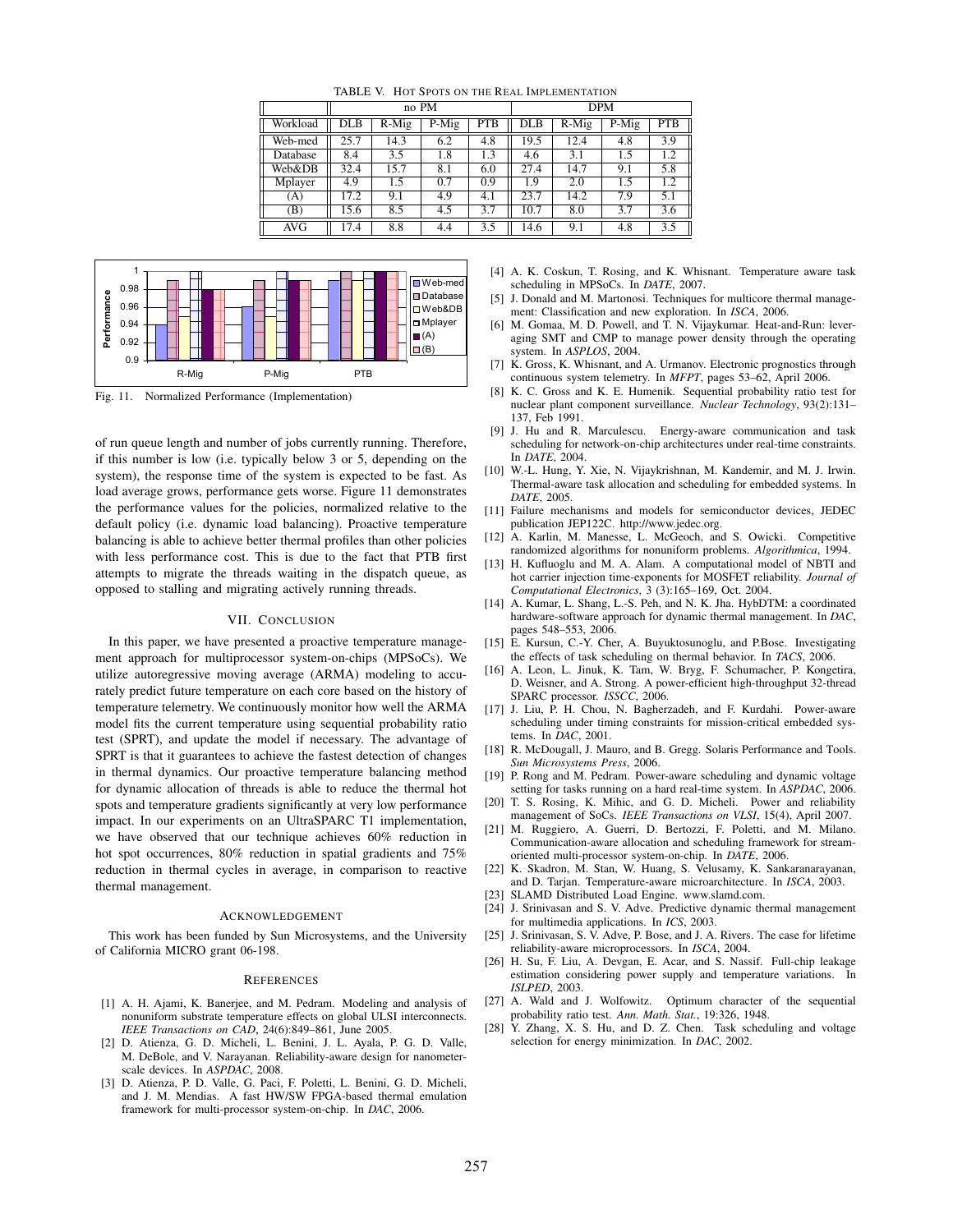TABLE V. HOT SPOTS ON THE REAL IMPLEMENTATION

| | no PM | | | | DPM | | | |
|---|---|---|---|---|---|---|---|---|
| Workload | DLB | R-Mig | P-Mig | PTB | DLB | R-Mig | P-Mig | PTB |
| Web-med | 25.7 | 14.3 | 6.2 | 4.8 | 19.5 | 12.4 | 4.8 | 3.9 |
| Database | 8.4 | 3.5 | 1.8 | 1.3 | 4.6 | 3.1 | 1.5 | 1.2 |
| Web&DB | 32.4 | 15.7 | 8.1 | 6.0 | 27.4 | 14.7 | 9.1 | 5.8 |
| Mplayer | 4.9 | 1.5 | 0.7 | 0.9 | 1.9 | 2.0 | 1.5 | 1.2 |
| (A) | 17.2 | 9.1 | 4.9 | 4.1 | 23.7 | 14.2 | 7.9 | 5.1 |
| (B) | 15.6 | 8.5 | 4.5 | 3.7 | 10.7 | 8.0 | 3.7 | 3.6 |
| AVG | 17.4 | 8.8 | 4.4 | 3.5 | 14.6 | 9.1 | 4.8 | 3.5 |

Performance

1
0.98
0.96
0.94
0.92
0.9

R-Mig
P-Mig
PTB

Web-med
Database
Web&DB
Mplayer
(A)
(B)

Fig. 11. Normalized Performance (Implementation)

of run queue length and number of jobs currently running. Therefore, if this number is low (i.e. typically below 3 or 5, depending on the system), the response time of the system is expected to be fast. As load average grows, performance gets worse. Figure 11 demonstrates the performance values for the policies, normalized relative to the default policy (i.e. dynamic load balancing). Proactive temperature balancing is able to achieve better thermal profiles than other policies with less performance cost. This is due to the fact that PTB first attempts to migrate the threads waiting in the dispatch queue, as opposed to stalling and migrating actively running threads.

## VII. CONCLUSION

In this paper, we have presented a proactive temperature management approach for multiprocessor system-on-chips (MPSoCs). We utilize autoregressive moving average (ARMA) modeling to accurately predict future temperature on each core based on the history of temperature telemetry. We continuously monitor how well the ARMA model fits the current temperature using sequential probability ratio test (SPRT), and update the model if necessary. The advantage of SPRT is that it guarantees to achieve the fastest detection of changes in thermal dynamics. Our proactive temperature balancing method for dynamic allocation of threads is able to reduce the thermal hot spots and temperature gradients significantly at very low performance impact. In our experiments on an UltraSPARC T1 implementation, we have observed that our technique achieves 60% reduction in hot spot occurrences, 80% reduction in spatial gradients and 75% reduction in thermal cycles in average, in comparison to reactive thermal management.

## ACKNOWLEDGEMENT

This work has been funded by Sun Microsystems, and the University of California MICRO grant 06-198.

## REFERENCES

[1] A. H. Ajami, K. Banerjee, and M. Pedram. Modeling and analysis of nonuniform substrate temperature effects on global ULSI interconnects. *IEEE Transactions on CAD*, 24(6):849–861, June 2005.

[2] D. Atienza, G. D. Micheli, L. Benini, J. L. Ayala, P. G. D. Valle, M. DeBole, and V. Narayanan. Reliability-aware design for nanometer-scale devices. In *ASPDAC*, 2008.

[3] D. Atienza, P. D. Valle, G. Paci, F. Poletti, L. Benini, G. D. Micheli, and J. M. Mendias. A fast HW/SW FPGA-based thermal emulation framework for multi-processor system-on-chip. In *DAC*, 2006.

[4] A. K. Coskun, T. Rosing, and K. Whisnant. Temperature aware task scheduling in MPSoCs. In *DATE*, 2007.

[5] J. Donald and M. Martonosi. Techniques for multicore thermal management: Classification and new exploration. In *ISCA*, 2006.

[6] M. Gomaa, M. D. Powell, and T. N. Vijaykumar. Heat-and-Run: leveraging SMT and CMP to manage power density through the operating system. In *ASPLOS*, 2004.

[7] K. Gross, K. Whisnant, and A. Urmanov. Electronic prognostics through continuous system telemetry. In *MFPT*, pages 53–62, April 2006.

[8] K. C. Gross and K. E. Humenik. Sequential probability ratio test for nuclear plant component surveillance. *Nuclear Technology*, 93(2):131–137, Feb 1991.

[9] J. Hu and R. Marculescu. Energy-aware communication and task scheduling for network-on-chip architectures under real-time constraints. In *DATE*, 2004.

[10] W.-L. Hung, Y. Xie, N. Vijaykrishnan, M. Kandemir, and M. J. Irwin. Thermal-aware task allocation and scheduling for embedded systems. In *DATE*, 2005.

[11] Failure mechanisms and models for semiconductor devices, JEDEC publication JEP122C. http://www.jedec.org.

[12] A. Karlin, M. Manesse, L. McGeoch, and S. Owicki. Competitive randomized algorithms for nonuniform problems. *Algorithmica*, 1994.

[13] H. Kufluoglu and M. A. Alam. A computational model of NBTI and hot carrier injection time-exponents for MOSFET reliability. *Journal of Computational Electronics*, 3 (3):165–169, Oct. 2004.

[14] A. Kumar, L. Shang, L.-S. Peh, and N. K. Jha. HybDTM: a coordinated hardware-software approach for dynamic thermal management. In *DAC*, pages 548–553, 2006.

[15] E. Kursun, C.-Y. Cher, A. Buyuktosunoglu, and P.Bose. Investigating the effects of task scheduling on thermal behavior. In *TACS*, 2006.

[16] A. Leon, L. Jinuk, K. Tam, W. Bryg, F. Schumacher, P. Kongetira, D. Weisner, and A. Strong. A power-efficient high-throughput 32-thread SPARC processor. *ISSCC*, 2006.

[17] J. Liu, P. H. Chou, N. Bagherzadeh, and F. Kurdahi. Power-aware scheduling under timing constraints for mission-critical embedded systems. In *DAC*, 2001.

[18] R. McDougall, J. Mauro, and B. Gregg. Solaris Performance and Tools. *Sun Microsystems Press*, 2006.

[19] P. Rong and M. Pedram. Power-aware scheduling and dynamic voltage setting for tasks running on a hard real-time system. In *ASPDAC*, 2006.

[20] T. S. Rosing, K. Mihic, and G. D. Micheli. Power and reliability management of SoCs. *IEEE Transactions on VLSI*, 15(4), April 2007.

[21] M. Ruggiero, A. Guerri, D. Bertozzi, F. Poletti, and M. Milano. Communication-aware allocation and scheduling framework for stream-oriented multi-processor system-on-chip. In *DATE*, 2006.

[22] K. Skadron, M. Stan, W. Huang, S. Velusamy, K. Sankaranarayanan, and D. Tarjan. Temperature-aware microarchitecture. In *ISCA*, 2003.

[23] SLAMD Distributed Load Engine. www.slamd.com.

[24] J. Srinivasan and S. V. Adve. Predictive dynamic thermal management for multimedia applications. In *ICS*, 2003.

[25] J. Srinivasan, S. V. Adve, P. Bose, and J. A. Rivers. The case for lifetime reliability-aware microprocessors. In *ISCA*, 2004.

[26] H. Su, F. Liu, A. Devgan, E. Acar, and S. Nassif. Full-chip leakage estimation considering power supply and temperature variations. In *ISLPED*, 2003.

[27] A. Wald and J. Wolfowitz. Optimum character of the sequential probability ratio test. *Ann. Math. Stat.*, 19:326, 1948.

[28] Y. Zhang, X. S. Hu, and D. Z. Chen. Task scheduling and voltage selection for energy minimization. In *DAC*, 2002.